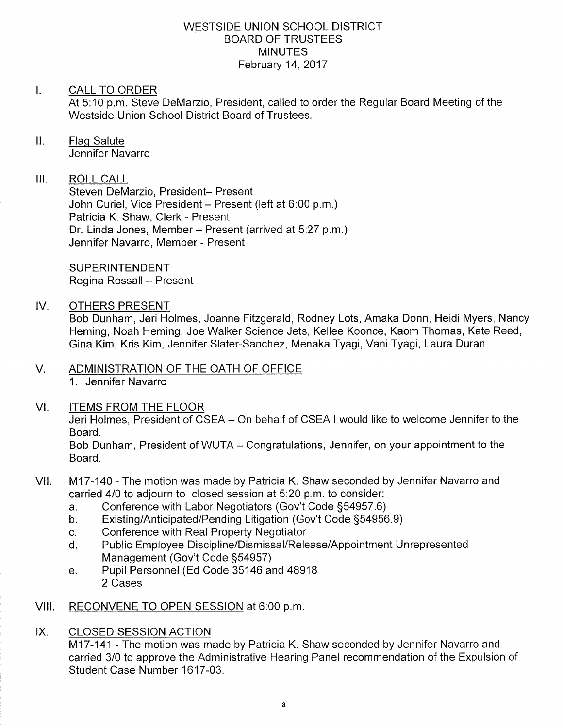# WESTSIDE UNION SCHOOL DISTRICT
## BOARD OF TRUSTEES
## MINUTES
### February 14, 2017

I. CALL TO ORDER

At 5:10 p.m. Steve DeMarzio, President, called to order the Regular Board Meeting of the Westside Union School District Board of Trustees.

II. Flag Salute

Jennifer Navarro

III. ROLL CALL

Steven DeMarzio, President– Present
John Curiel, Vice President – Present (left at 6:00 p.m.)
Patricia K. Shaw, Clerk - Present
Dr. Linda Jones, Member – Present (arrived at 5:27 p.m.)
Jennifer Navarro, Member - Present

SUPERINTENDENT
Regina Rossall – Present

IV. OTHERS PRESENT

Bob Dunham, Jeri Holmes, Joanne Fitzgerald, Rodney Lots, Amaka Donn, Heidi Myers, Nancy Heming, Noah Heming, Joe Walker Science Jets, Kellee Koonce, Kaom Thomas, Kate Reed, Gina Kim, Kris Kim, Jennifer Slater-Sanchez, Menaka Tyagi, Vani Tyagi, Laura Duran

V. ADMINISTRATION OF THE OATH OF OFFICE

1. Jennifer Navarro

VI. ITEMS FROM THE FLOOR

Jeri Holmes, President of CSEA – On behalf of CSEA I would like to welcome Jennifer to the Board.

Bob Dunham, President of WUTA – Congratulations, Jennifer, on your appointment to the Board.

VII. M17-140 - The motion was made by Patricia K. Shaw seconded by Jennifer Navarro and carried 4/0 to adjourn to closed session at 5:20 p.m. to consider:

a. Conference with Labor Negotiators (Gov't Code §54957.6)
b. Existing/Anticipated/Pending Litigation (Gov't Code §54956.9)
c. Conference with Real Property Negotiator
d. Public Employee Discipline/Dismissal/Release/Appointment Unrepresented Management (Gov't Code §54957)
e. Pupil Personnel (Ed Code 35146 and 48918
   2 Cases

VIII. RECONVENE TO OPEN SESSION at 6:00 p.m.

IX. CLOSED SESSION ACTION

M17-141 - The motion was made by Patricia K. Shaw seconded by Jennifer Navarro and carried 3/0 to approve the Administrative Hearing Panel recommendation of the Expulsion of Student Case Number 1617-03.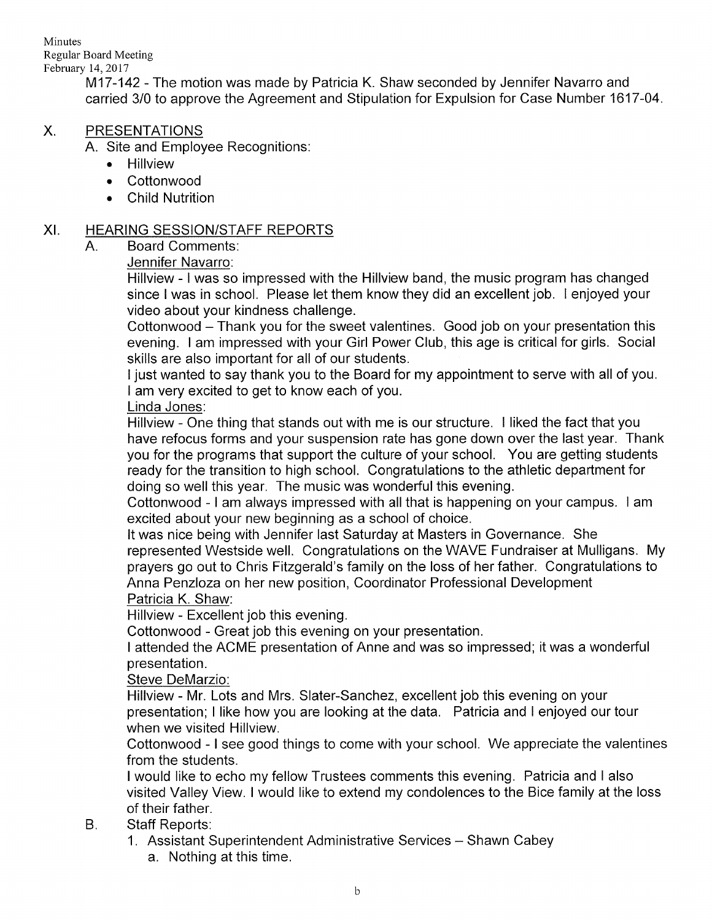M17-142 - The motion was made by Patricia K. Shaw seconded by Jennifer Navarro and carried 3/0 to approve the Agreement and Stipulation for Expulsion for Case Number 1617-04.

## X. PRESENTATIONS

A. Site and Employee Recognitions:

- Hillview
- Cottonwood
- Child Nutrition

## XI. HEARING SESSION/STAFF REPORTS

A. Board Comments:

Jennifer Navarro:

Hillview - I was so impressed with the Hillview band, the music program has changed since I was in school. Please let them know they did an excellent job. I enjoyed your video about your kindness challenge.

Cottonwood – Thank you for the sweet valentines. Good job on your presentation this evening. I am impressed with your Girl Power Club, this age is critical for girls. Social skills are also important for all of our students.

I just wanted to say thank you to the Board for my appointment to serve with all of you. I am very excited to get to know each of you.

Linda Jones:

Hillview - One thing that stands out with me is our structure. I liked the fact that you have refocus forms and your suspension rate has gone down over the last year. Thank you for the programs that support the culture of your school. You are getting students ready for the transition to high school. Congratulations to the athletic department for doing so well this year. The music was wonderful this evening.

Cottonwood - I am always impressed with all that is happening on your campus. I am excited about your new beginning as a school of choice.

It was nice being with Jennifer last Saturday at Masters in Governance. She represented Westside well. Congratulations on the WAVE Fundraiser at Mulligans. My prayers go out to Chris Fitzgerald's family on the loss of her father. Congratulations to Anna Penzloza on her new position, Coordinator Professional Development

Patricia K. Shaw:

Hillview - Excellent job this evening.

Cottonwood - Great job this evening on your presentation.

I attended the ACME presentation of Anne and was so impressed; it was a wonderful presentation.

Steve DeMarzio:

Hillview - Mr. Lots and Mrs. Slater-Sanchez, excellent job this evening on your presentation; I like how you are looking at the data. Patricia and I enjoyed our tour when we visited Hillview.

Cottonwood - I see good things to come with your school. We appreciate the valentines from the students.

I would like to echo my fellow Trustees comments this evening. Patricia and I also visited Valley View. I would like to extend my condolences to the Bice family at the loss of their father.

B. Staff Reports:

1. Assistant Superintendent Administrative Services – Shawn Cabey
   a. Nothing at this time.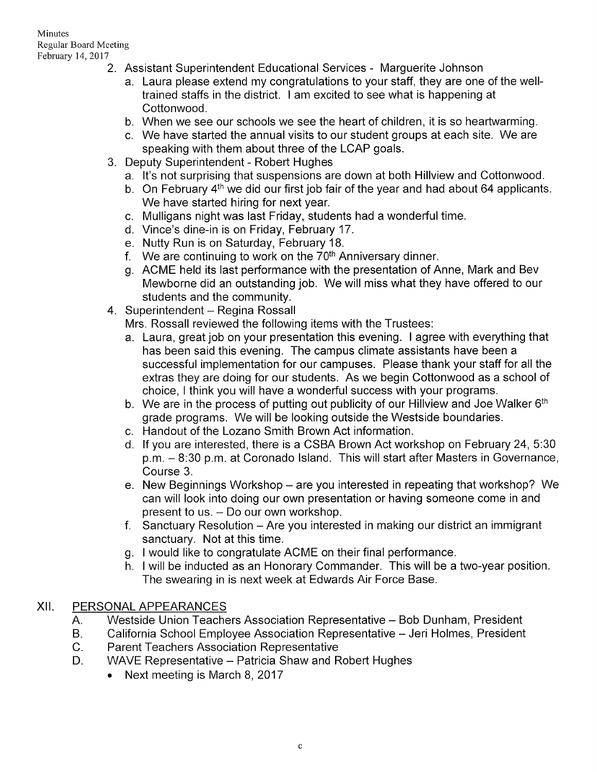2. Assistant Superintendent Educational Services - Marguerite Johnson
   a. Laura please extend my congratulations to your staff, they are one of the well-trained staffs in the district. I am excited to see what is happening at Cottonwood.
   b. When we see our schools we see the heart of children, it is so heartwarming.
   c. We have started the annual visits to our student groups at each site. We are speaking with them about three of the LCAP goals.
3. Deputy Superintendent - Robert Hughes
   a. It's not surprising that suspensions are down at both Hillview and Cottonwood.
   b. On February 4th we did our first job fair of the year and had about 64 applicants. We have started hiring for next year.
   c. Mulligans night was last Friday, students had a wonderful time.
   d. Vince's dine-in is on Friday, February 17.
   e. Nutty Run is on Saturday, February 18.
   f. We are continuing to work on the 70th Anniversary dinner.
   g. ACME held its last performance with the presentation of Anne, Mark and Bev Mewborne did an outstanding job. We will miss what they have offered to our students and the community.
4. Superintendent – Regina Rossall
   Mrs. Rossall reviewed the following items with the Trustees:
   a. Laura, great job on your presentation this evening. I agree with everything that has been said this evening. The campus climate assistants have been a successful implementation for our campuses. Please thank your staff for all the extras they are doing for our students. As we begin Cottonwood as a school of choice, I think you will have a wonderful success with your programs.
   b. We are in the process of putting out publicity of our Hillview and Joe Walker 6th grade programs. We will be looking outside the Westside boundaries.
   c. Handout of the Lozano Smith Brown Act information.
   d. If you are interested, there is a CSBA Brown Act workshop on February 24, 5:30 p.m. – 8:30 p.m. at Coronado Island. This will start after Masters in Governance, Course 3.
   e. New Beginnings Workshop – are you interested in repeating that workshop? We can will look into doing our own presentation or having someone come in and present to us. – Do our own workshop.
   f. Sanctuary Resolution – Are you interested in making our district an immigrant sanctuary. Not at this time.
   g. I would like to congratulate ACME on their final performance.
   h. I will be inducted as an Honorary Commander. This will be a two-year position. The swearing in is next week at Edwards Air Force Base.

## XII. PERSONAL APPEARANCES

A. Westside Union Teachers Association Representative – Bob Dunham, President

B. California School Employee Association Representative – Jeri Holmes, President

C. Parent Teachers Association Representative

D. WAVE Representative – Patricia Shaw and Robert Hughes

- Next meeting is March 8, 2017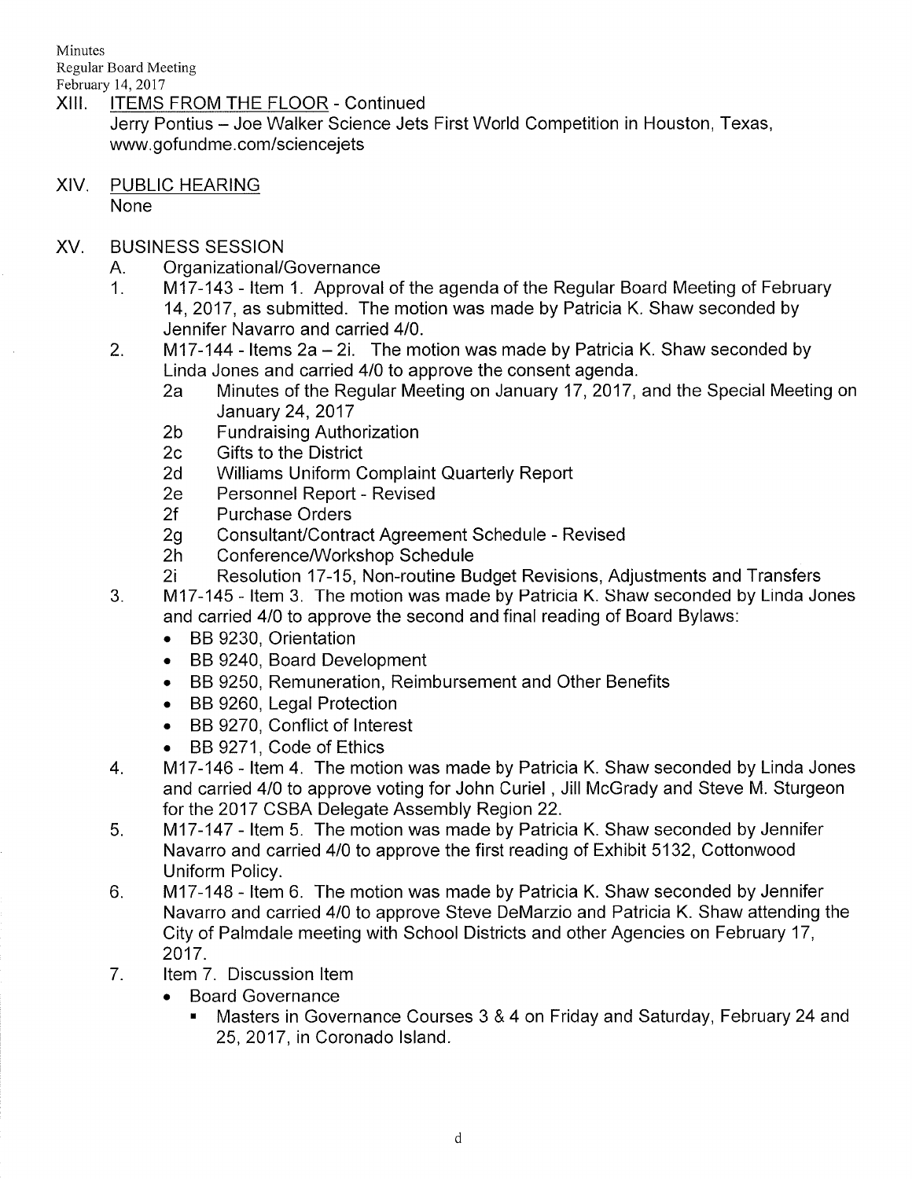XIII. ITEMS FROM THE FLOOR - Continued

Jerry Pontius – Joe Walker Science Jets First World Competition in Houston, Texas, www.gofundme.com/sciencejets

XIV. PUBLIC HEARING

None

XV. BUSINESS SESSION

A. Organizational/Governance

1. M17-143 - Item 1. Approval of the agenda of the Regular Board Meeting of February 14, 2017, as submitted. The motion was made by Patricia K. Shaw seconded by Jennifer Navarro and carried 4/0.
2. M17-144 - Items 2a – 2i. The motion was made by Patricia K. Shaw seconded by Linda Jones and carried 4/0 to approve the consent agenda.
   - 2a Minutes of the Regular Meeting on January 17, 2017, and the Special Meeting on January 24, 2017
   - 2b Fundraising Authorization
   - 2c Gifts to the District
   - 2d Williams Uniform Complaint Quarterly Report
   - 2e Personnel Report - Revised
   - 2f Purchase Orders
   - 2g Consultant/Contract Agreement Schedule - Revised
   - 2h Conference/Workshop Schedule
   - 2i Resolution 17-15, Non-routine Budget Revisions, Adjustments and Transfers
3. M17-145 - Item 3. The motion was made by Patricia K. Shaw seconded by Linda Jones and carried 4/0 to approve the second and final reading of Board Bylaws:
   - BB 9230, Orientation
   - BB 9240, Board Development
   - BB 9250, Remuneration, Reimbursement and Other Benefits
   - BB 9260, Legal Protection
   - BB 9270, Conflict of Interest
   - BB 9271, Code of Ethics
4. M17-146 - Item 4. The motion was made by Patricia K. Shaw seconded by Linda Jones and carried 4/0 to approve voting for John Curiel , Jill McGrady and Steve M. Sturgeon for the 2017 CSBA Delegate Assembly Region 22.
5. M17-147 - Item 5. The motion was made by Patricia K. Shaw seconded by Jennifer Navarro and carried 4/0 to approve the first reading of Exhibit 5132, Cottonwood Uniform Policy.
6. M17-148 - Item 6. The motion was made by Patricia K. Shaw seconded by Jennifer Navarro and carried 4/0 to approve Steve DeMarzio and Patricia K. Shaw attending the City of Palmdale meeting with School Districts and other Agencies on February 17, 2017.
7. Item 7. Discussion Item
   - Board Governance
     - Masters in Governance Courses 3 & 4 on Friday and Saturday, February 24 and 25, 2017, in Coronado Island.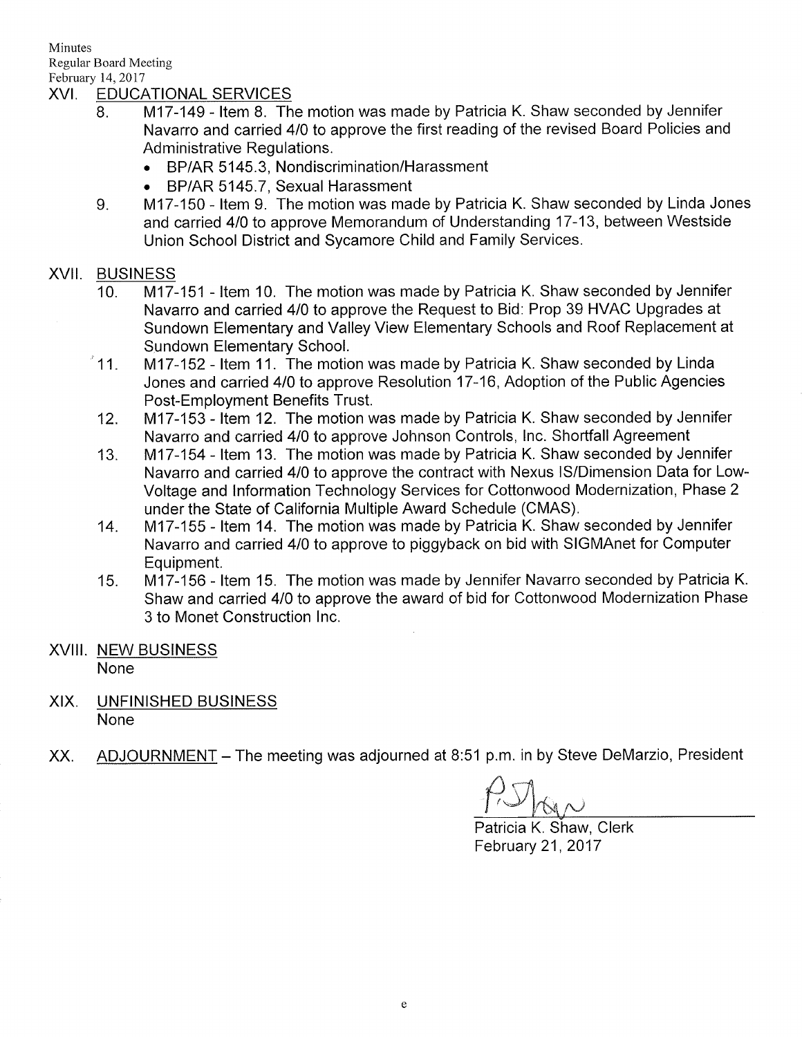## XVI. EDUCATIONAL SERVICES

8. M17-149 - Item 8. The motion was made by Patricia K. Shaw seconded by Jennifer Navarro and carried 4/0 to approve the first reading of the revised Board Policies and Administrative Regulations.
   - BP/AR 5145.3, Nondiscrimination/Harassment
   - BP/AR 5145.7, Sexual Harassment
9. M17-150 - Item 9. The motion was made by Patricia K. Shaw seconded by Linda Jones and carried 4/0 to approve Memorandum of Understanding 17-13, between Westside Union School District and Sycamore Child and Family Services.

## XVII. BUSINESS

10. M17-151 - Item 10. The motion was made by Patricia K. Shaw seconded by Jennifer Navarro and carried 4/0 to approve the Request to Bid: Prop 39 HVAC Upgrades at Sundown Elementary and Valley View Elementary Schools and Roof Replacement at Sundown Elementary School.
11. M17-152 - Item 11. The motion was made by Patricia K. Shaw seconded by Linda Jones and carried 4/0 to approve Resolution 17-16, Adoption of the Public Agencies Post-Employment Benefits Trust.
12. M17-153 - Item 12. The motion was made by Patricia K. Shaw seconded by Jennifer Navarro and carried 4/0 to approve Johnson Controls, Inc. Shortfall Agreement
13. M17-154 - Item 13. The motion was made by Patricia K. Shaw seconded by Jennifer Navarro and carried 4/0 to approve the contract with Nexus IS/Dimension Data for Low-Voltage and Information Technology Services for Cottonwood Modernization, Phase 2 under the State of California Multiple Award Schedule (CMAS).
14. M17-155 - Item 14. The motion was made by Patricia K. Shaw seconded by Jennifer Navarro and carried 4/0 to approve to piggyback on bid with SIGMAnet for Computer Equipment.
15. M17-156 - Item 15. The motion was made by Jennifer Navarro seconded by Patricia K. Shaw and carried 4/0 to approve the award of bid for Cottonwood Modernization Phase 3 to Monet Construction Inc.

## XVIII. NEW BUSINESS

None

## XIX. UNFINISHED BUSINESS

None

## XX. ADJOURNMENT – The meeting was adjourned at 8:51 p.m. in by Steve DeMarzio, President

Patricia K. Shaw, Clerk
February 21, 2017